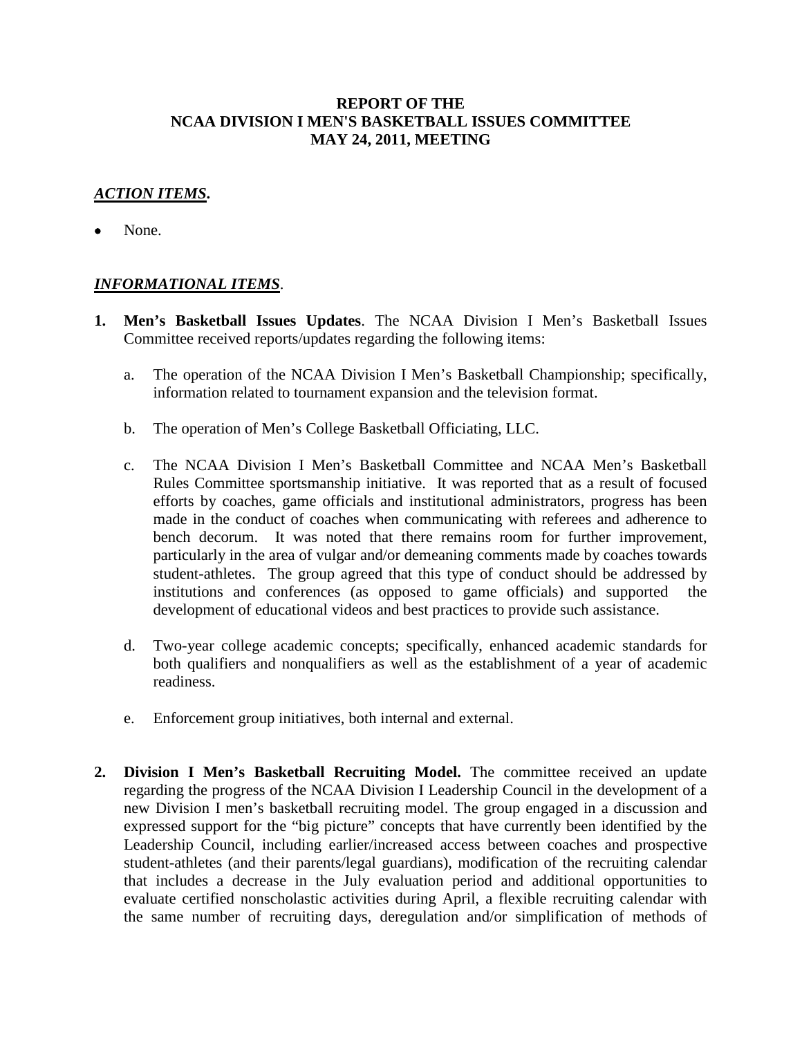# REPORT OF THE NCAA DIVISION I MEN'S BASKETBALL ISSUES COMMITTEE MAY 24, 2011, MEETING

## ***ACTION ITEMS***.

- None.

## ***INFORMATIONAL ITEMS***.

1. **Men's Basketball Issues Updates**. The NCAA Division I Men's Basketball Issues Committee received reports/updates regarding the following items:

   a. The operation of the NCAA Division I Men's Basketball Championship; specifically, information related to tournament expansion and the television format.

   b. The operation of Men's College Basketball Officiating, LLC.

   c. The NCAA Division I Men's Basketball Committee and NCAA Men's Basketball Rules Committee sportsmanship initiative. It was reported that as a result of focused efforts by coaches, game officials and institutional administrators, progress has been made in the conduct of coaches when communicating with referees and adherence to bench decorum. It was noted that there remains room for further improvement, particularly in the area of vulgar and/or demeaning comments made by coaches towards student-athletes. The group agreed that this type of conduct should be addressed by institutions and conferences (as opposed to game officials) and supported the development of educational videos and best practices to provide such assistance.

   d. Two-year college academic concepts; specifically, enhanced academic standards for both qualifiers and nonqualifiers as well as the establishment of a year of academic readiness.

   e. Enforcement group initiatives, both internal and external.

2. **Division I Men's Basketball Recruiting Model.** The committee received an update regarding the progress of the NCAA Division I Leadership Council in the development of a new Division I men's basketball recruiting model. The group engaged in a discussion and expressed support for the "big picture" concepts that have currently been identified by the Leadership Council, including earlier/increased access between coaches and prospective student-athletes (and their parents/legal guardians), modification of the recruiting calendar that includes a decrease in the July evaluation period and additional opportunities to evaluate certified nonscholastic activities during April, a flexible recruiting calendar with the same number of recruiting days, deregulation and/or simplification of methods of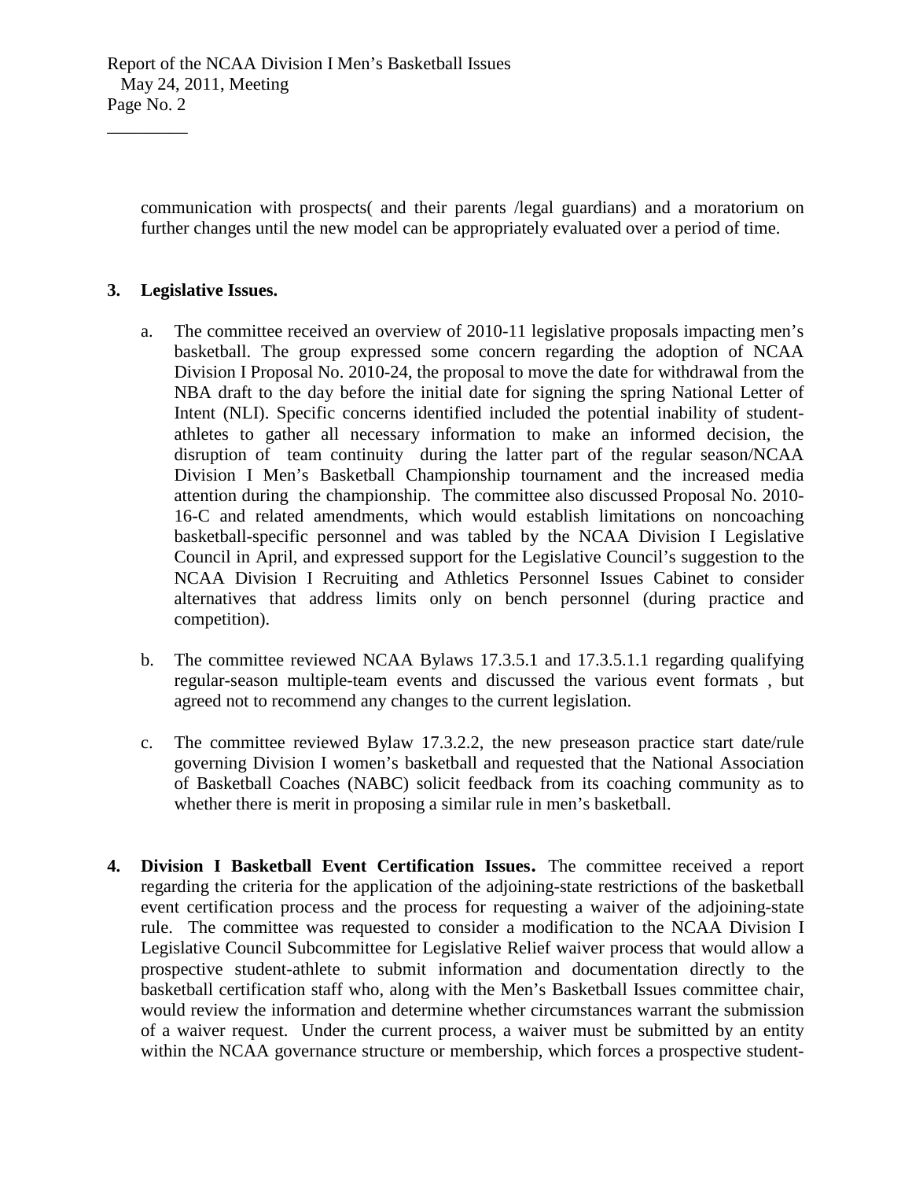communication with prospects( and their parents /legal guardians) and a moratorium on further changes until the new model can be appropriately evaluated over a period of time.

**3. Legislative Issues.**

a. The committee received an overview of 2010-11 legislative proposals impacting men's basketball. The group expressed some concern regarding the adoption of NCAA Division I Proposal No. 2010-24, the proposal to move the date for withdrawal from the NBA draft to the day before the initial date for signing the spring National Letter of Intent (NLI). Specific concerns identified included the potential inability of student-athletes to gather all necessary information to make an informed decision, the disruption of team continuity during the latter part of the regular season/NCAA Division I Men's Basketball Championship tournament and the increased media attention during the championship. The committee also discussed Proposal No. 2010-16-C and related amendments, which would establish limitations on noncoaching basketball-specific personnel and was tabled by the NCAA Division I Legislative Council in April, and expressed support for the Legislative Council's suggestion to the NCAA Division I Recruiting and Athletics Personnel Issues Cabinet to consider alternatives that address limits only on bench personnel (during practice and competition).

b. The committee reviewed NCAA Bylaws 17.3.5.1 and 17.3.5.1.1 regarding qualifying regular-season multiple-team events and discussed the various event formats , but agreed not to recommend any changes to the current legislation.

c. The committee reviewed Bylaw 17.3.2.2, the new preseason practice start date/rule governing Division I women's basketball and requested that the National Association of Basketball Coaches (NABC) solicit feedback from its coaching community as to whether there is merit in proposing a similar rule in men's basketball.

**4. Division I Basketball Event Certification Issues.** The committee received a report regarding the criteria for the application of the adjoining-state restrictions of the basketball event certification process and the process for requesting a waiver of the adjoining-state rule. The committee was requested to consider a modification to the NCAA Division I Legislative Council Subcommittee for Legislative Relief waiver process that would allow a prospective student-athlete to submit information and documentation directly to the basketball certification staff who, along with the Men's Basketball Issues committee chair, would review the information and determine whether circumstances warrant the submission of a waiver request. Under the current process, a waiver must be submitted by an entity within the NCAA governance structure or membership, which forces a prospective student-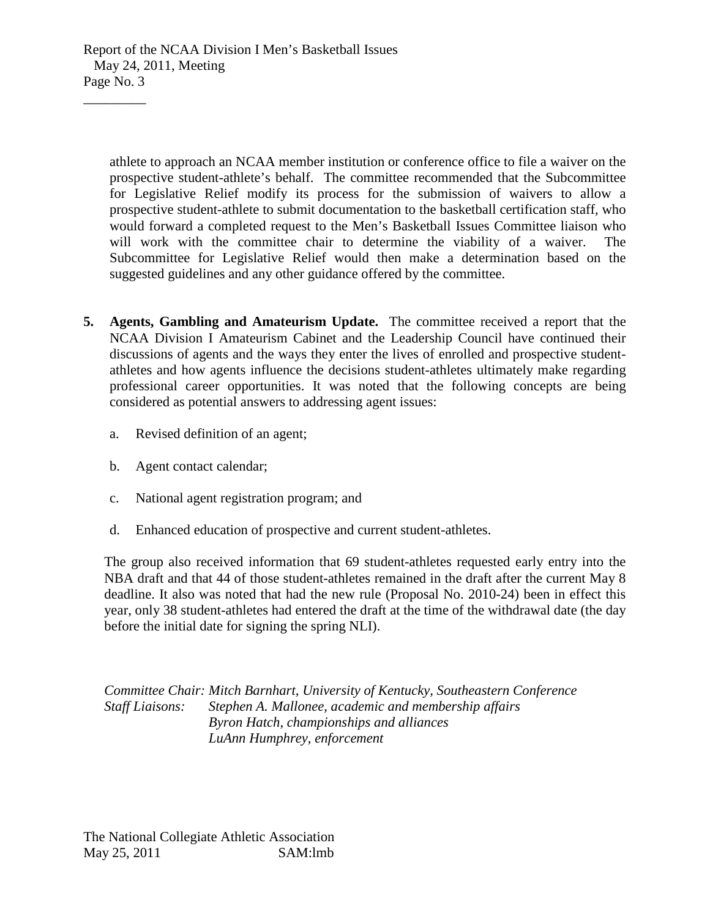athlete to approach an NCAA member institution or conference office to file a waiver on the prospective student-athlete's behalf. The committee recommended that the Subcommittee for Legislative Relief modify its process for the submission of waivers to allow a prospective student-athlete to submit documentation to the basketball certification staff, who would forward a completed request to the Men's Basketball Issues Committee liaison who will work with the committee chair to determine the viability of a waiver. The Subcommittee for Legislative Relief would then make a determination based on the suggested guidelines and any other guidance offered by the committee.

5. **Agents, Gambling and Amateurism Update.** The committee received a report that the NCAA Division I Amateurism Cabinet and the Leadership Council have continued their discussions of agents and the ways they enter the lives of enrolled and prospective student-athletes and how agents influence the decisions student-athletes ultimately make regarding professional career opportunities. It was noted that the following concepts are being considered as potential answers to addressing agent issues:

   a. Revised definition of an agent;

   b. Agent contact calendar;

   c. National agent registration program; and

   d. Enhanced education of prospective and current student-athletes.

   The group also received information that 69 student-athletes requested early entry into the NBA draft and that 44 of those student-athletes remained in the draft after the current May 8 deadline. It also was noted that had the new rule (Proposal No. 2010-24) been in effect this year, only 38 student-athletes had entered the draft at the time of the withdrawal date (the day before the initial date for signing the spring NLI).

*Committee Chair: Mitch Barnhart, University of Kentucky, Southeastern Conference*
*Staff Liaisons: Stephen A. Mallonee, academic and membership affairs*
*Byron Hatch, championships and alliances*
*LuAnn Humphrey, enforcement*

The National Collegiate Athletic Association
May 25, 2011 SAM:lmb